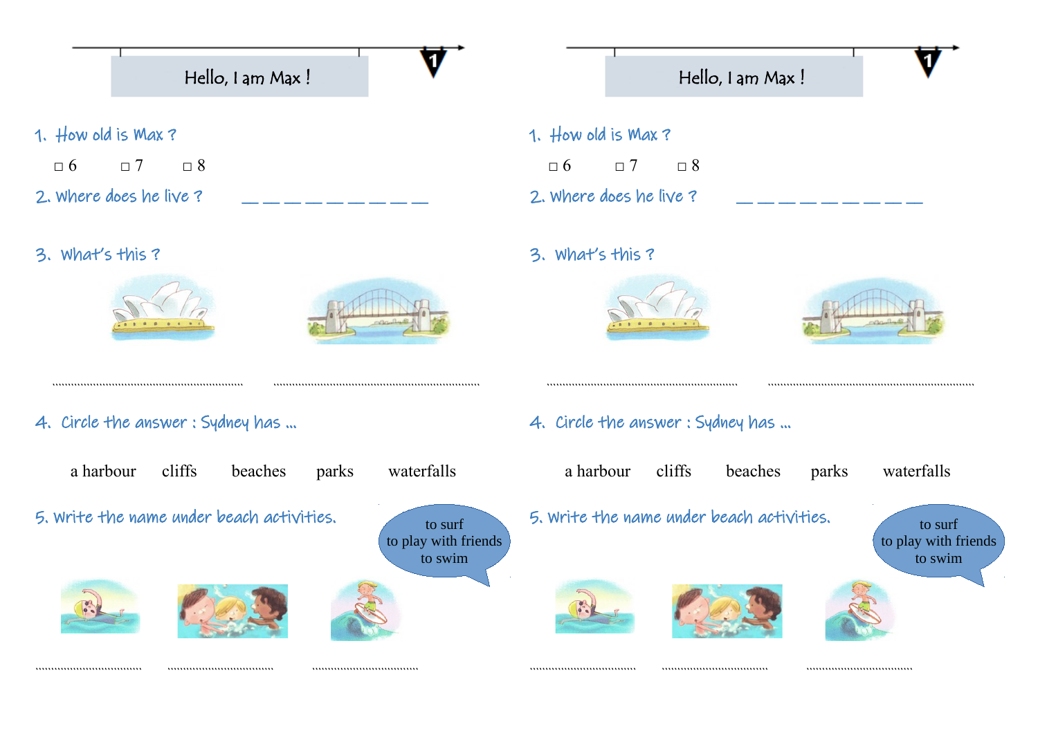# Hello, I am Max !

1. How old is Max ?

☐ 6 ☐ 7 ☐ 8

2. Where does he live ? _ _ _ _ _ _ _ _ _

3. What's this ?

........................................................ ........................................................

4. Circle the answer : Sydney has ...

a harbour cliffs beaches parks waterfalls

5. Write the name under beach activities.

to surf
to play with friends
to swim

.................................... .................................... ....................................

# Hello, I am Max !

1. How old is Max ?

☐ 6 ☐ 7 ☐ 8

2. Where does he live ? _ _ _ _ _ _ _ _ _

3. What's this ?

........................................................ ........................................................

4. Circle the answer : Sydney has ...

a harbour cliffs beaches parks waterfalls

5. Write the name under beach activities.

to surf
to play with friends
to swim

.................................... .................................... ....................................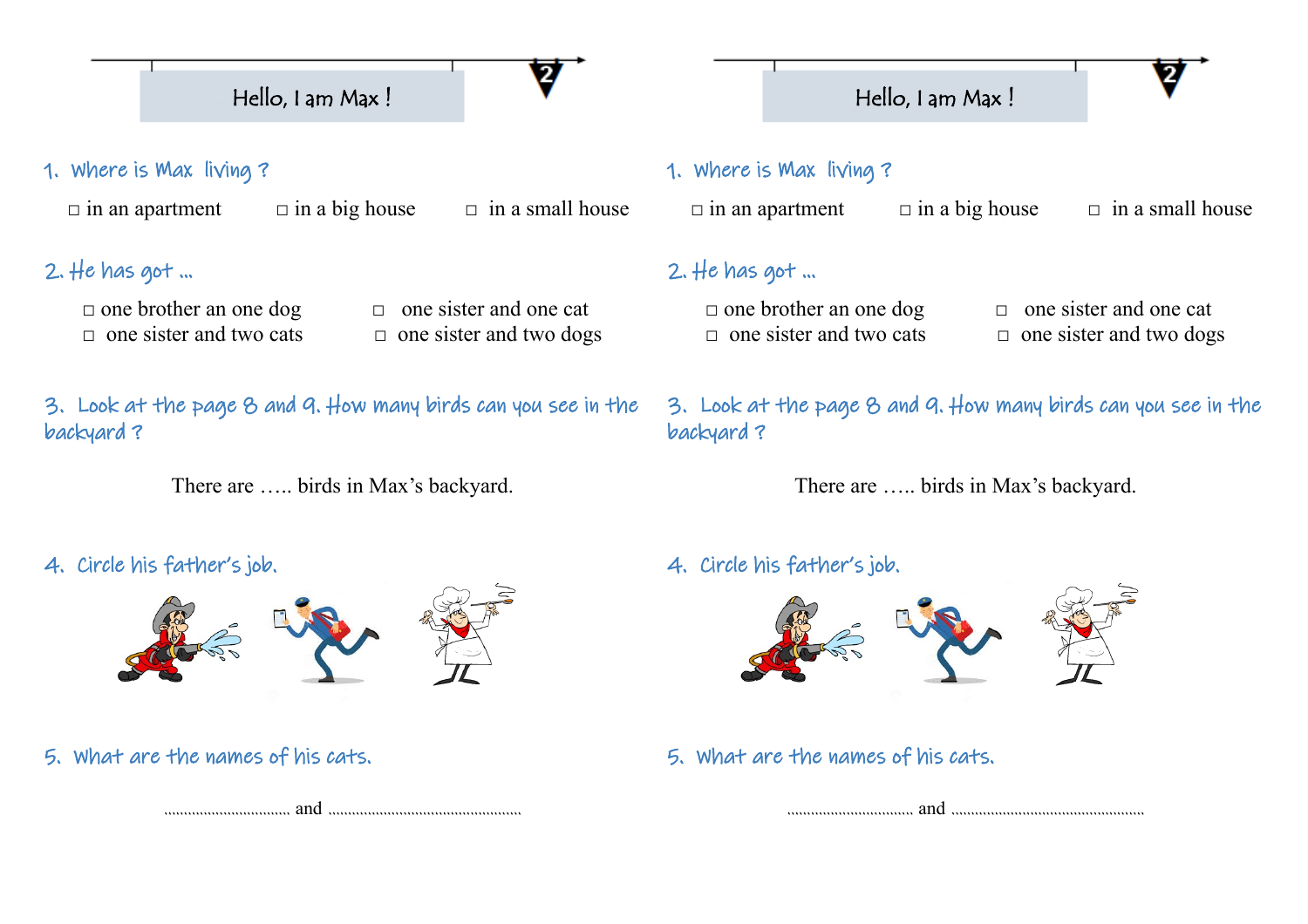# Hello, I am Max !

1. Where is Max living ?

□ in an apartment □ in a big house □ in a small house

2. He has got ...

□ one brother an one dog □ one sister and one cat
□ one sister and two cats □ one sister and two dogs

3. Look at the page 8 and 9. How many birds can you see in the backyard ?

There are ….. birds in Max's backyard.

4. Circle his father's job.

5. What are the names of his cats.

.................................. and ....................................................

# Hello, I am Max !

1. Where is Max living ?

□ in an apartment □ in a big house □ in a small house

2. He has got ...

□ one brother an one dog □ one sister and one cat
□ one sister and two cats □ one sister and two dogs

3. Look at the page 8 and 9. How many birds can you see in the backyard ?

There are ….. birds in Max's backyard.

4. Circle his father's job.

5. What are the names of his cats.

.................................. and ....................................................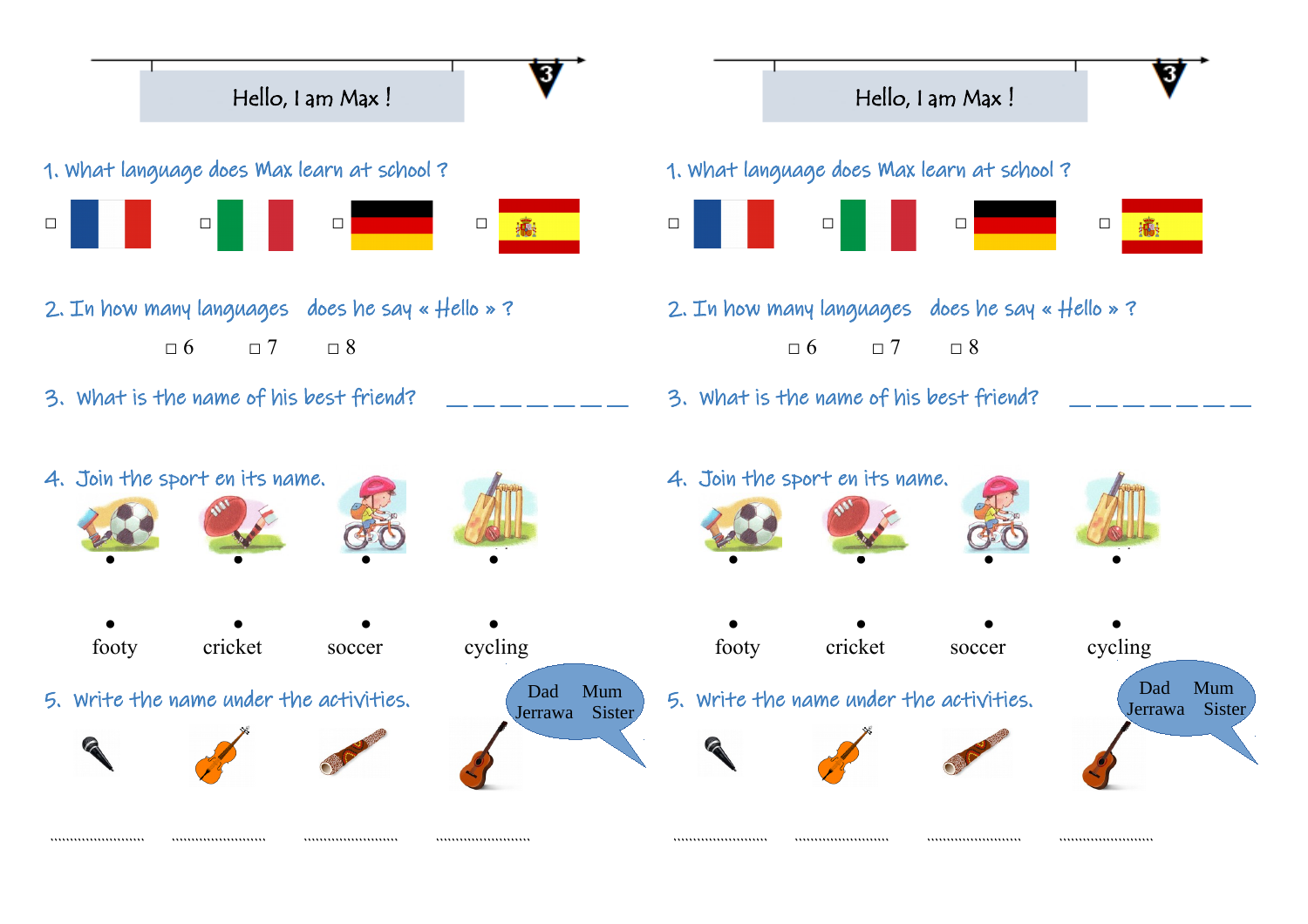# Hello, I am Max !

1. What language does Max learn at school ?

☐ ☐ ☐ ☐

2. In how many languages does he say « Hello » ?

☐ 6 ☐ 7 ☐ 8

3. What is the name of his best friend? _ _ _ _ _ _ _

4. Join the sport en its name.

footy cricket soccer cycling

5. Write the name under the activities.

Dad Mum Jerrawa Sister

.......................... .......................... .......................... ..........................

# Hello, I am Max !

1. What language does Max learn at school ?

☐ ☐ ☐ ☐

2. In how many languages does he say « Hello » ?

☐ 6 ☐ 7 ☐ 8

3. What is the name of his best friend? _ _ _ _ _ _ _

4. Join the sport en its name.

footy cricket soccer cycling

5. Write the name under the activities.

Dad Mum Jerrawa Sister

.......................... .......................... .......................... ..........................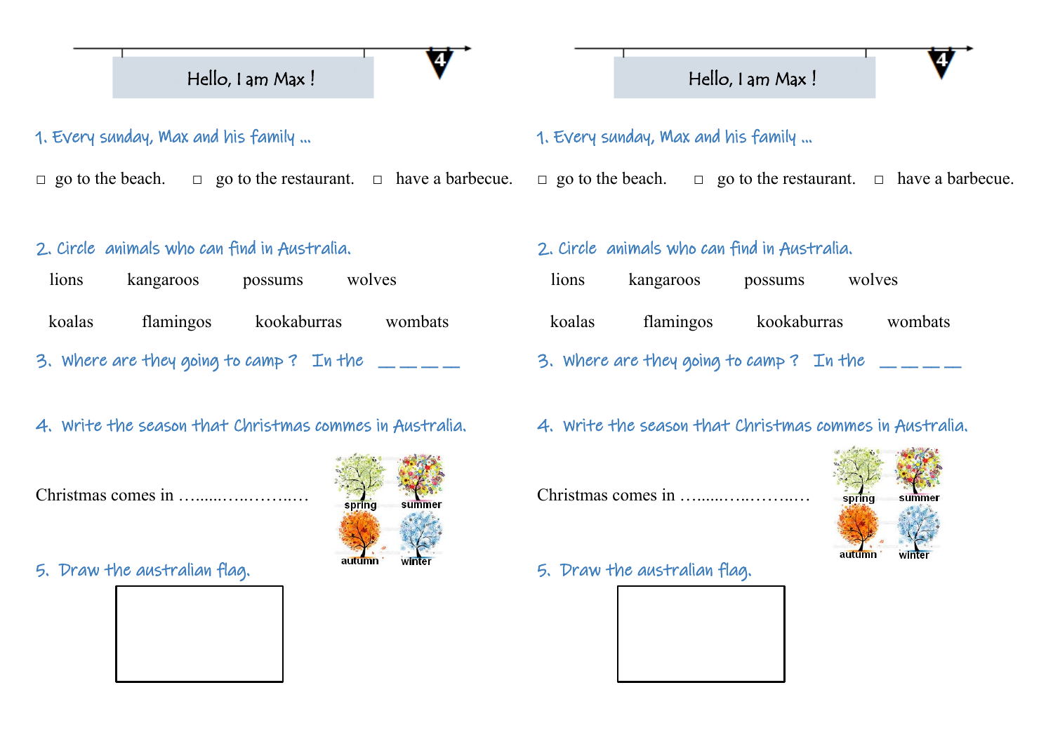# Hello, I am Max !

1. Every sunday, Max and his family ...

☐ go to the beach. ☐ go to the restaurant. ☐ have a barbecue.

2. Circle animals who can find in Australia.

lions kangaroos possums wolves

koalas flamingos kookaburras wombats

3. Where are they going to camp ? In the _ _ _ _ _

4. Write the season that Christmas commes in Australia.

Christmas comes in …......…...……...…

spring summer autumn winter

5. Draw the australian flag.

# Hello, I am Max !

1. Every sunday, Max and his family ...

☐ go to the beach. ☐ go to the restaurant. ☐ have a barbecue.

2. Circle animals who can find in Australia.

lions kangaroos possums wolves

koalas flamingos kookaburras wombats

3. Where are they going to camp ? In the _ _ _ _ _

4. Write the season that Christmas commes in Australia.

Christmas comes in …......…...……...…

spring summer autumn winter

5. Draw the australian flag.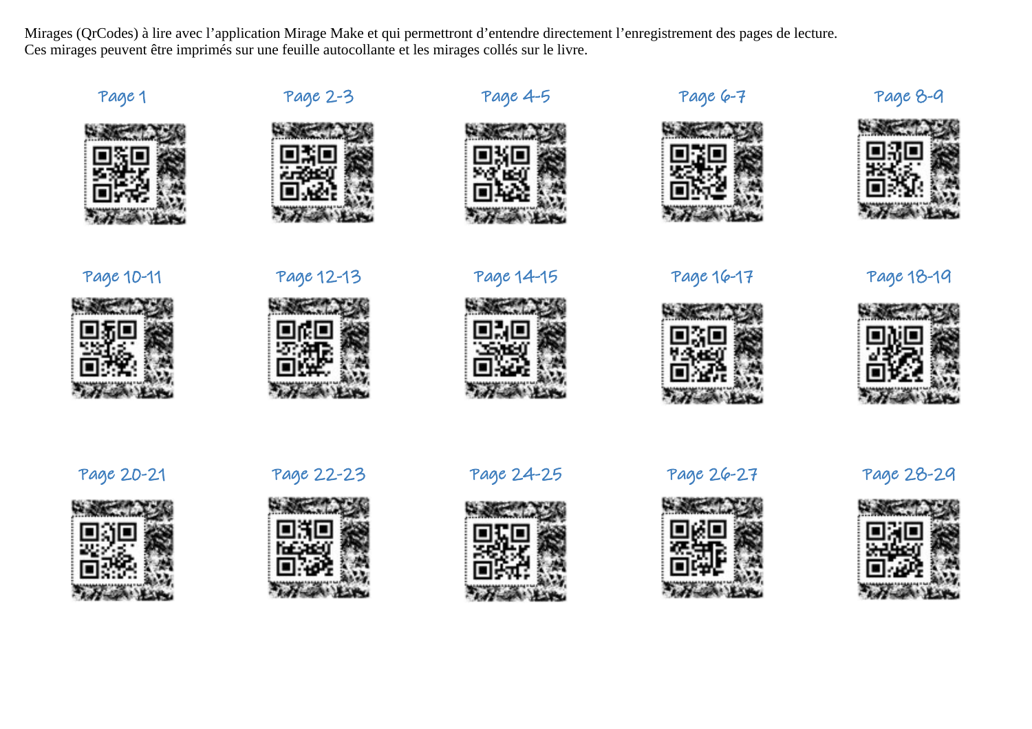Mirages (QrCodes) à lire avec l'application Mirage Make et qui permettront d'entendre directement l'enregistrement des pages de lecture.
Ces mirages peuvent être imprimés sur une feuille autocollante et les mirages collés sur le livre.

Page 1

Page 2-3

Page 4-5

Page 6-7

Page 8-9

Page 10-11

Page 12-13

Page 14-15

Page 16-17

Page 18-19

Page 20-21

Page 22-23

Page 24-25

Page 26-27

Page 28-29